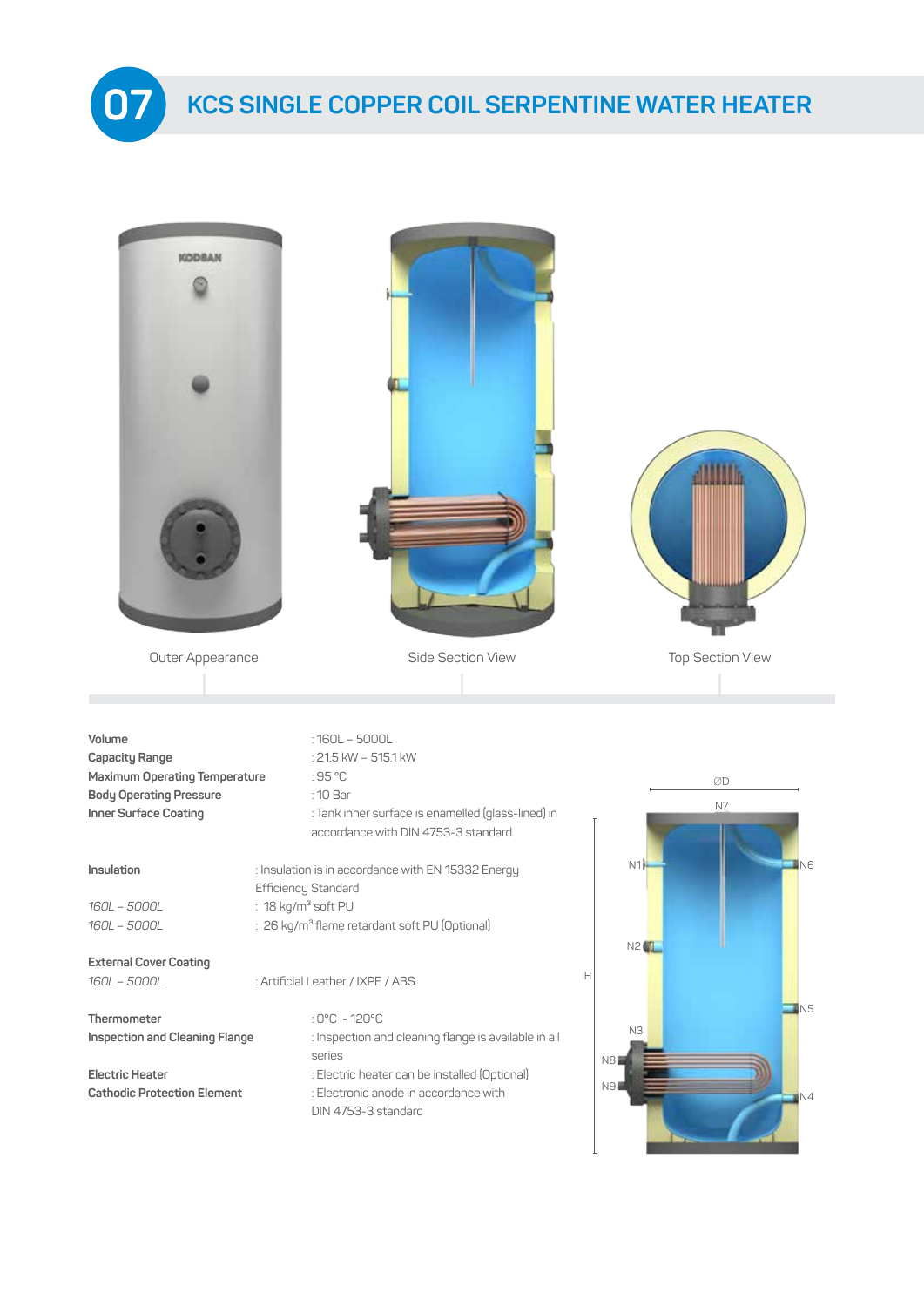# 07 KCS SINGLE COPPER COIL SERPENTINE WATER HEATER

Outer Appearance

Side Section View

Top Section View

**Volume** : 160L – 5000L
**Capacity Range** : 21.5 kW – 515.1 kW
**Maximum Operating Temperature** : 95 °C
**Body Operating Pressure** : 10 Bar
**Inner Surface Coating** : Tank inner surface is enamelled (glass-lined) in accordance with DIN 4753-3 standard

**Insulation** : Insulation is in accordance with EN 15332 Energy Efficiency Standard
*160L – 5000L* : 18 kg/m³ soft PU
*160L – 5000L* : 26 kg/m³ flame retardant soft PU (Optional)

**External Cover Coating**
*160L – 5000L* : Artificial Leather / IXPE / ABS

**Thermometer** : 0°C - 120°C
**Inspection and Cleaning Flange** : Inspection and cleaning flange is available in all series

**Electric Heater** : Electric heater can be installed (Optional)
**Cathodic Protection Element** : Electronic anode in accordance with DIN 4753-3 standard

ØD N7 N1 N6 N2 H N5 N3 N8 N9 N4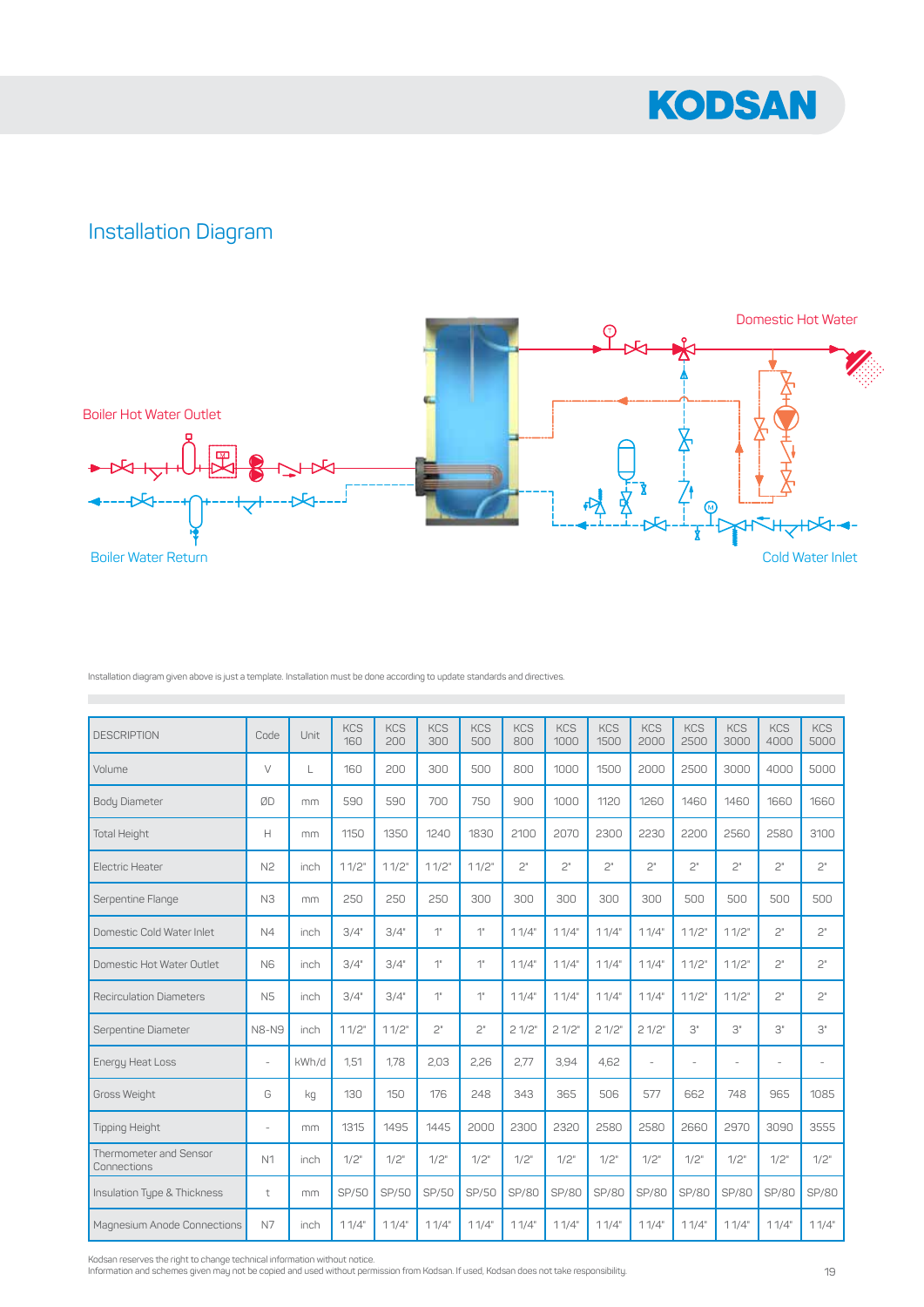## Installation Diagram

Domestic Hot Water

Boiler Hot Water Outlet

Boiler Water Return

Cold Water Inlet

Installation diagram given above is just a template. Installation must be done according to update standards and directives.

| DESCRIPTION | Code | Unit | KCS 160 | KCS 200 | KCS 300 | KCS 500 | KCS 800 | KCS 1000 | KCS 1500 | KCS 2000 | KCS 2500 | KCS 3000 | KCS 4000 | KCS 5000 |
|---|---|---|---|---|---|---|---|---|---|---|---|---|---|---|
| Volume | V | L | 160 | 200 | 300 | 500 | 800 | 1000 | 1500 | 2000 | 2500 | 3000 | 4000 | 5000 |
| Body Diameter | ØD | mm | 590 | 590 | 700 | 750 | 900 | 1000 | 1120 | 1260 | 1460 | 1460 | 1660 | 1660 |
| Total Height | H | mm | 1150 | 1350 | 1240 | 1830 | 2100 | 2070 | 2300 | 2230 | 2200 | 2560 | 2580 | 3100 |
| Electric Heater | N2 | inch | 1 1/2" | 1 1/2" | 1 1/2" | 1 1/2" | 2" | 2" | 2" | 2" | 2" | 2" | 2" | 2" |
| Serpentine Flange | N3 | mm | 250 | 250 | 250 | 300 | 300 | 300 | 300 | 300 | 500 | 500 | 500 | 500 |
| Domestic Cold Water Inlet | N4 | inch | 3/4" | 3/4" | 1" | 1" | 1 1/4" | 1 1/4" | 1 1/4" | 1 1/4" | 1 1/2" | 1 1/2" | 2" | 2" |
| Domestic Hot Water Outlet | N6 | inch | 3/4" | 3/4" | 1" | 1" | 1 1/4" | 1 1/4" | 1 1/4" | 1 1/4" | 1 1/2" | 1 1/2" | 2" | 2" |
| Recirculation Diameters | N5 | inch | 3/4" | 3/4" | 1" | 1" | 1 1/4" | 1 1/4" | 1 1/4" | 1 1/4" | 1 1/2" | 1 1/2" | 2" | 2" |
| Serpentine Diameter | N8-N9 | inch | 1 1/2" | 1 1/2" | 2" | 2" | 2 1/2" | 2 1/2" | 2 1/2" | 2 1/2" | 3" | 3" | 3" | 3" |
| Energy Heat Loss | - | kWh/d | 1,51 | 1,78 | 2,03 | 2,26 | 2,77 | 3,94 | 4,62 | - | - | - | - | - |
| Gross Weight | G | kg | 130 | 150 | 176 | 248 | 343 | 365 | 506 | 577 | 662 | 748 | 965 | 1085 |
| Tipping Height | - | mm | 1315 | 1495 | 1445 | 2000 | 2300 | 2320 | 2580 | 2580 | 2660 | 2970 | 3090 | 3555 |
| Thermometer and Sensor Connections | N1 | inch | 1/2" | 1/2" | 1/2" | 1/2" | 1/2" | 1/2" | 1/2" | 1/2" | 1/2" | 1/2" | 1/2" | 1/2" |
| Insulation Type & Thickness | t | mm | SP/50 | SP/50 | SP/50 | SP/50 | SP/80 | SP/80 | SP/80 | SP/80 | SP/80 | SP/80 | SP/80 | SP/80 |
| Magnesium Anode Connections | N7 | inch | 1 1/4" | 1 1/4" | 1 1/4" | 1 1/4" | 1 1/4" | 1 1/4" | 1 1/4" | 1 1/4" | 1 1/4" | 1 1/4" | 1 1/4" | 1 1/4" |

Kodsan reserves the right to change technical information without notice.
Information and schemes given may not be copied and used without permission from Kodsan. If used, Kodsan does not take responsibility.